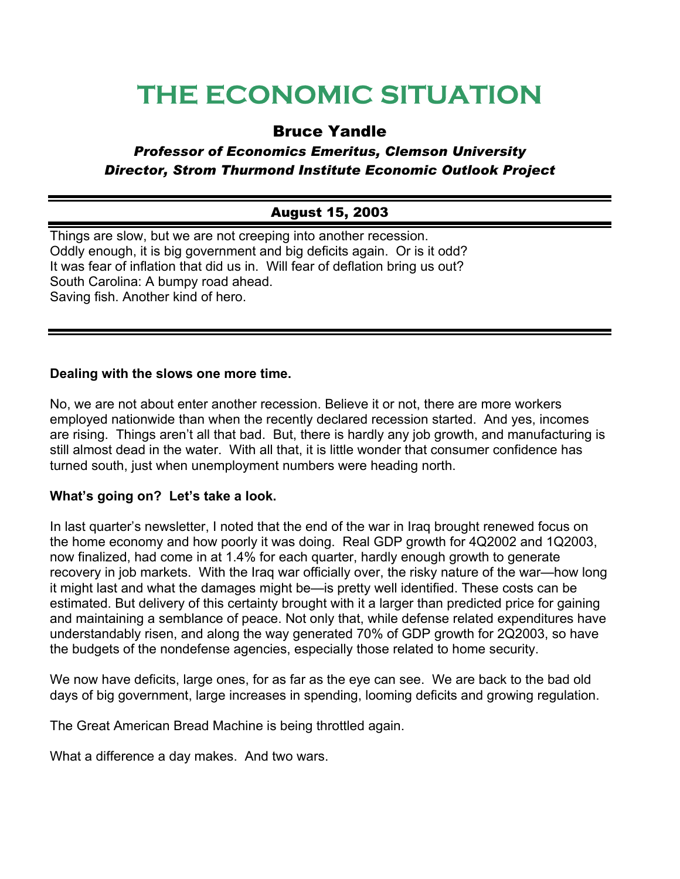# THE ECONOMIC SITUATION

## Bruce Yandle

***Professor of Economics Emeritus, Clemson University***
***Director, Strom Thurmond Institute Economic Outlook Project***

---

### August 15, 2003

---

Things are slow, but we are not creeping into another recession.
Oddly enough, it is big government and big deficits again. Or is it odd?
It was fear of inflation that did us in. Will fear of deflation bring us out?
South Carolina: A bumpy road ahead.
Saving fish. Another kind of hero.

---

**Dealing with the slows one more time.**

No, we are not about enter another recession. Believe it or not, there are more workers employed nationwide than when the recently declared recession started. And yes, incomes are rising. Things aren't all that bad. But, there is hardly any job growth, and manufacturing is still almost dead in the water. With all that, it is little wonder that consumer confidence has turned south, just when unemployment numbers were heading north.

**What's going on? Let's take a look.**

In last quarter's newsletter, I noted that the end of the war in Iraq brought renewed focus on the home economy and how poorly it was doing. Real GDP growth for 4Q2002 and 1Q2003, now finalized, had come in at 1.4% for each quarter, hardly enough growth to generate recovery in job markets. With the Iraq war officially over, the risky nature of the war—how long it might last and what the damages might be—is pretty well identified. These costs can be estimated. But delivery of this certainty brought with it a larger than predicted price for gaining and maintaining a semblance of peace. Not only that, while defense related expenditures have understandably risen, and along the way generated 70% of GDP growth for 2Q2003, so have the budgets of the nondefense agencies, especially those related to home security.

We now have deficits, large ones, for as far as the eye can see. We are back to the bad old days of big government, large increases in spending, looming deficits and growing regulation.

The Great American Bread Machine is being throttled again.

What a difference a day makes. And two wars.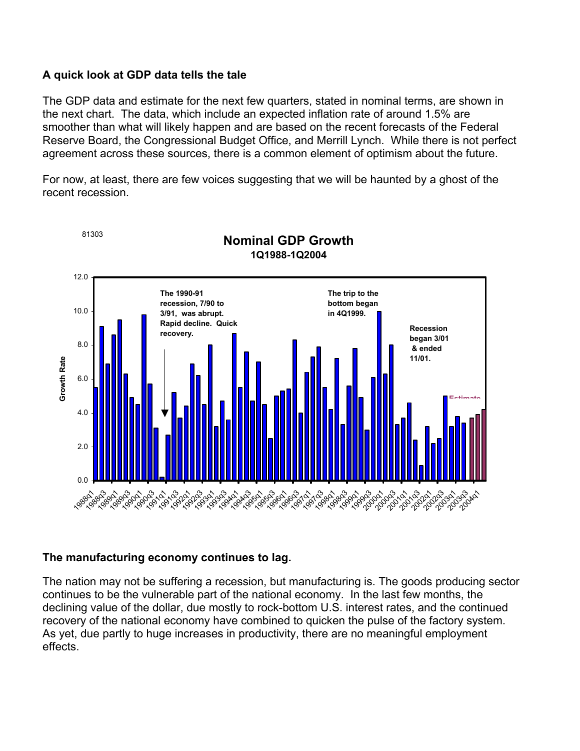**A quick look at GDP data tells the tale**

The GDP data and estimate for the next few quarters, stated in nominal terms, are shown in the next chart. The data, which include an expected inflation rate of around 1.5% are smoother than what will likely happen and are based on the recent forecasts of the Federal Reserve Board, the Congressional Budget Office, and Merrill Lynch. While there is not perfect agreement across these sources, there is a common element of optimism about the future.

For now, at least, there are few voices suggesting that we will be haunted by a ghost of the recent recession.

81303

**Nominal GDP Growth**
**1Q1988-1Q2004**

**The manufacturing economy continues to lag.**

The nation may not be suffering a recession, but manufacturing is. The goods producing sector continues to be the vulnerable part of the national economy. In the last few months, the declining value of the dollar, due mostly to rock-bottom U.S. interest rates, and the continued recovery of the national economy have combined to quicken the pulse of the factory system. As yet, due partly to huge increases in productivity, there are no meaningful employment effects.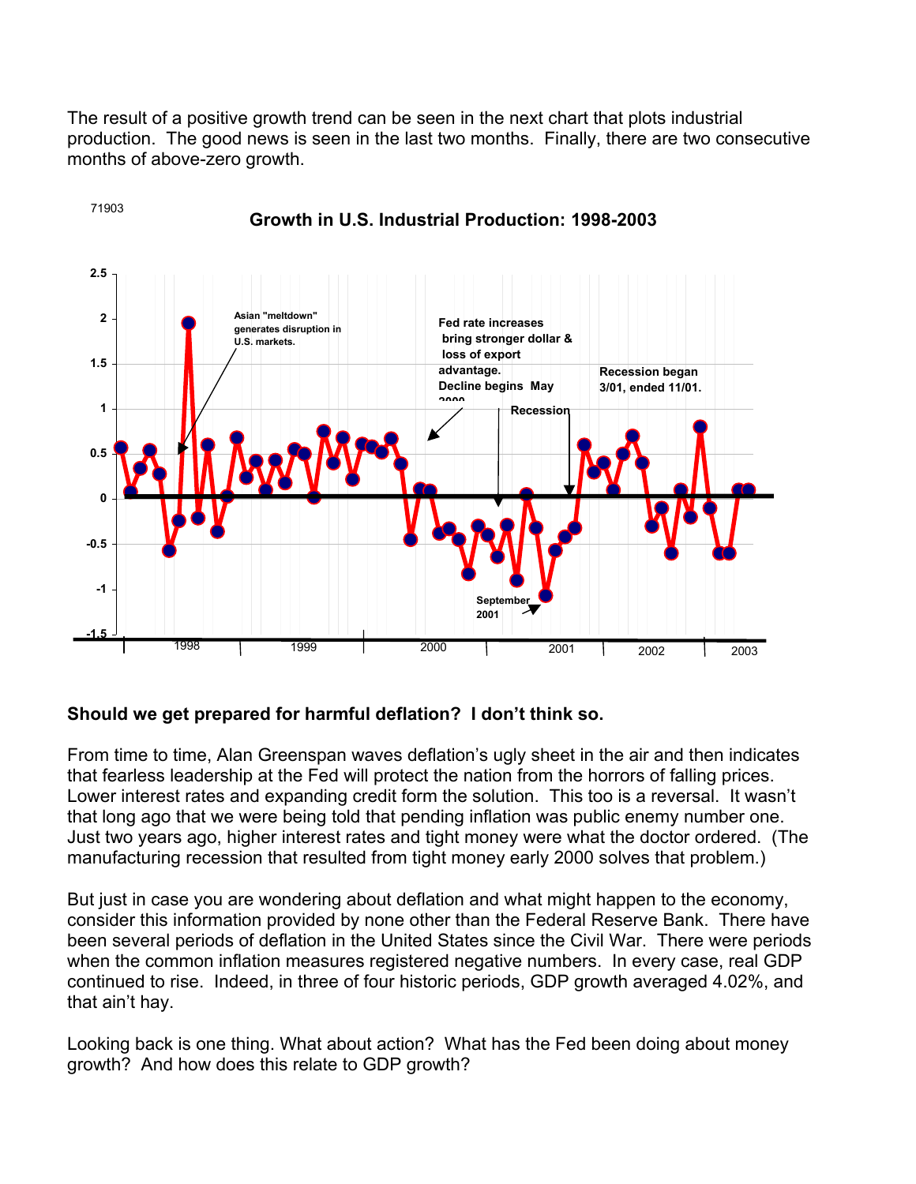The result of a positive growth trend can be seen in the next chart that plots industrial production. The good news is seen in the last two months. Finally, there are two consecutive months of above-zero growth.

71903

**Growth in U.S. Industrial Production: 1998-2003**

Asian "meltdown" generates disruption in U.S. markets.

Fed rate increases bring stronger dollar & loss of export advantage. Decline begins May 2000

Recession began 3/01, ended 11/01.

Recession

September 2001

2.5, 2, 1.5, 1, 0.5, 0, -0.5, -1, -1.5

1998, 1999, 2000, 2001, 2002, 2003

**Should we get prepared for harmful deflation? I don't think so.**

From time to time, Alan Greenspan waves deflation's ugly sheet in the air and then indicates that fearless leadership at the Fed will protect the nation from the horrors of falling prices. Lower interest rates and expanding credit form the solution. This too is a reversal. It wasn't that long ago that we were being told that pending inflation was public enemy number one. Just two years ago, higher interest rates and tight money were what the doctor ordered. (The manufacturing recession that resulted from tight money early 2000 solves that problem.)

But just in case you are wondering about deflation and what might happen to the economy, consider this information provided by none other than the Federal Reserve Bank. There have been several periods of deflation in the United States since the Civil War. There were periods when the common inflation measures registered negative numbers. In every case, real GDP continued to rise. Indeed, in three of four historic periods, GDP growth averaged 4.02%, and that ain't hay.

Looking back is one thing. What about action? What has the Fed been doing about money growth? And how does this relate to GDP growth?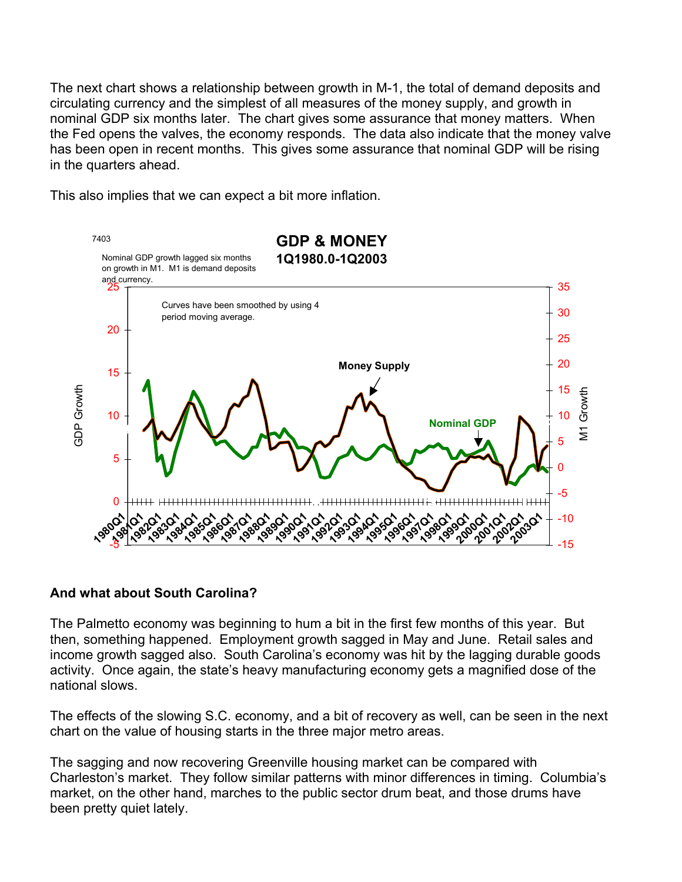The next chart shows a relationship between growth in M-1, the total of demand deposits and circulating currency and the simplest of all measures of the money supply, and growth in nominal GDP six months later. The chart gives some assurance that money matters. When the Fed opens the valves, the economy responds. The data also indicate that the money valve has been open in recent months. This gives some assurance that nominal GDP will be rising in the quarters ahead.

This also implies that we can expect a bit more inflation.

7403

**GDP & MONEY**
**1Q1980.0-1Q2003**

Nominal GDP growth lagged six months on growth in M1. M1 is demand deposits and currency.

Curves have been smoothed by using 4 period moving average.

## And what about South Carolina?

The Palmetto economy was beginning to hum a bit in the first few months of this year. But then, something happened. Employment growth sagged in May and June. Retail sales and income growth sagged also. South Carolina's economy was hit by the lagging durable goods activity. Once again, the state's heavy manufacturing economy gets a magnified dose of the national slows.

The effects of the slowing S.C. economy, and a bit of recovery as well, can be seen in the next chart on the value of housing starts in the three major metro areas.

The sagging and now recovering Greenville housing market can be compared with Charleston's market. They follow similar patterns with minor differences in timing. Columbia's market, on the other hand, marches to the public sector drum beat, and those drums have been pretty quiet lately.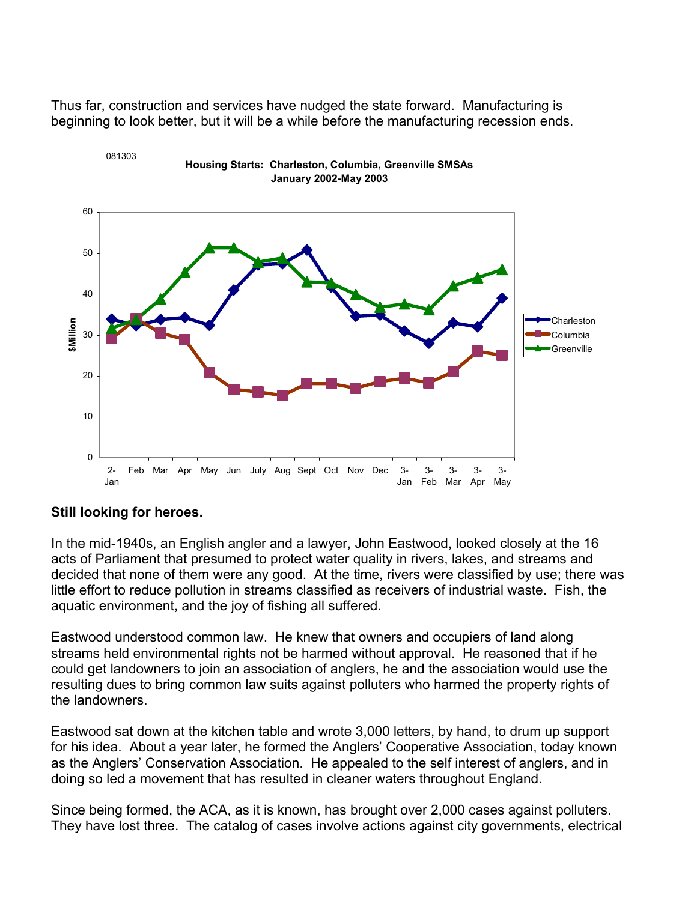Thus far, construction and services have nudged the state forward. Manufacturing is beginning to look better, but it will be a while before the manufacturing recession ends.

081303

**Housing Starts: Charleston, Columbia, Greenville SMSAs**
**January 2002-May 2003**

## Still looking for heroes.

In the mid-1940s, an English angler and a lawyer, John Eastwood, looked closely at the 16 acts of Parliament that presumed to protect water quality in rivers, lakes, and streams and decided that none of them were any good. At the time, rivers were classified by use; there was little effort to reduce pollution in streams classified as receivers of industrial waste. Fish, the aquatic environment, and the joy of fishing all suffered.

Eastwood understood common law. He knew that owners and occupiers of land along streams held environmental rights not be harmed without approval. He reasoned that if he could get landowners to join an association of anglers, he and the association would use the resulting dues to bring common law suits against polluters who harmed the property rights of the landowners.

Eastwood sat down at the kitchen table and wrote 3,000 letters, by hand, to drum up support for his idea. About a year later, he formed the Anglers' Cooperative Association, today known as the Anglers' Conservation Association. He appealed to the self interest of anglers, and in doing so led a movement that has resulted in cleaner waters throughout England.

Since being formed, the ACA, as it is known, has brought over 2,000 cases against polluters. They have lost three. The catalog of cases involve actions against city governments, electrical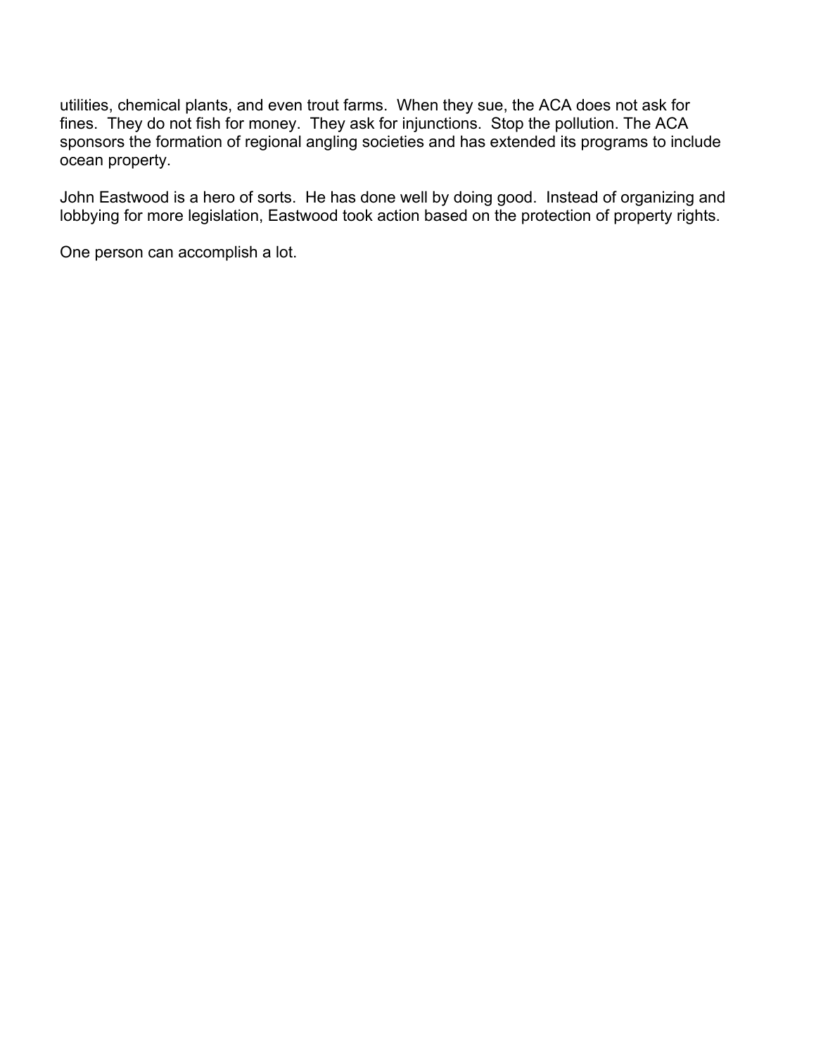utilities, chemical plants, and even trout farms.  When they sue, the ACA does not ask for fines.  They do not fish for money.  They ask for injunctions.  Stop the pollution. The ACA sponsors the formation of regional angling societies and has extended its programs to include ocean property.

John Eastwood is a hero of sorts.  He has done well by doing good.  Instead of organizing and lobbying for more legislation, Eastwood took action based on the protection of property rights.

One person can accomplish a lot.